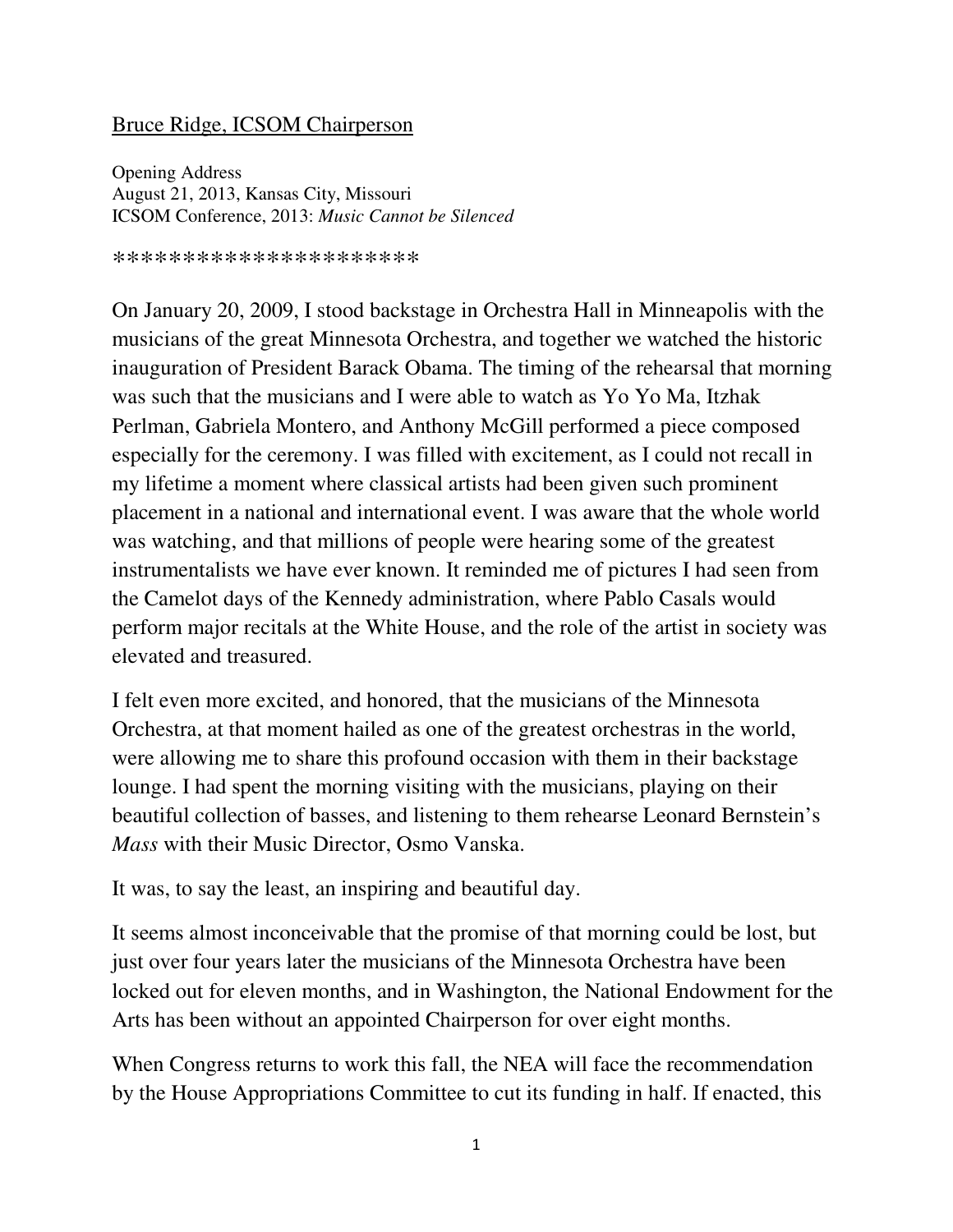Bruce Ridge, ICSOM Chairperson

Opening Address
August 21, 2013, Kansas City, Missouri
ICSOM Conference, 2013: *Music Cannot be Silenced*

*********************

On January 20, 2009, I stood backstage in Orchestra Hall in Minneapolis with the musicians of the great Minnesota Orchestra, and together we watched the historic inauguration of President Barack Obama. The timing of the rehearsal that morning was such that the musicians and I were able to watch as Yo Yo Ma, Itzhak Perlman, Gabriela Montero, and Anthony McGill performed a piece composed especially for the ceremony. I was filled with excitement, as I could not recall in my lifetime a moment where classical artists had been given such prominent placement in a national and international event. I was aware that the whole world was watching, and that millions of people were hearing some of the greatest instrumentalists we have ever known. It reminded me of pictures I had seen from the Camelot days of the Kennedy administration, where Pablo Casals would perform major recitals at the White House, and the role of the artist in society was elevated and treasured.

I felt even more excited, and honored, that the musicians of the Minnesota Orchestra, at that moment hailed as one of the greatest orchestras in the world, were allowing me to share this profound occasion with them in their backstage lounge. I had spent the morning visiting with the musicians, playing on their beautiful collection of basses, and listening to them rehearse Leonard Bernstein's *Mass* with their Music Director, Osmo Vanska.

It was, to say the least, an inspiring and beautiful day.

It seems almost inconceivable that the promise of that morning could be lost, but just over four years later the musicians of the Minnesota Orchestra have been locked out for eleven months, and in Washington, the National Endowment for the Arts has been without an appointed Chairperson for over eight months.

When Congress returns to work this fall, the NEA will face the recommendation by the House Appropriations Committee to cut its funding in half. If enacted, this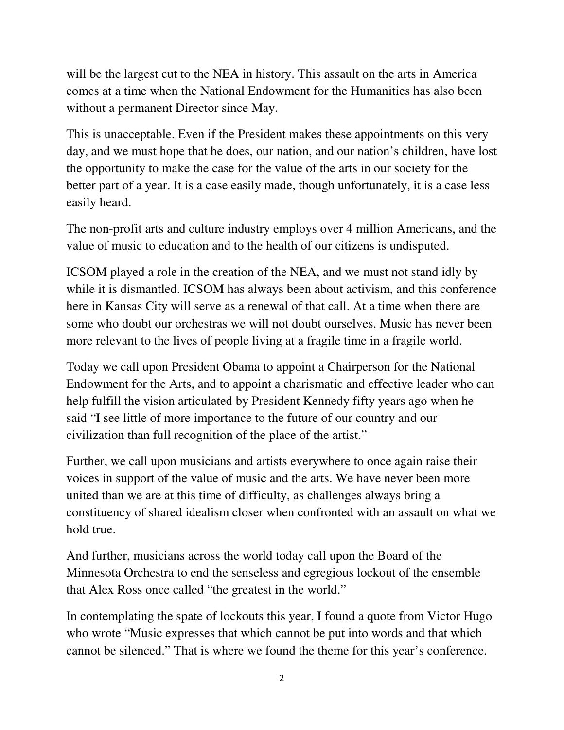will be the largest cut to the NEA in history. This assault on the arts in America comes at a time when the National Endowment for the Humanities has also been without a permanent Director since May.

This is unacceptable. Even if the President makes these appointments on this very day, and we must hope that he does, our nation, and our nation's children, have lost the opportunity to make the case for the value of the arts in our society for the better part of a year. It is a case easily made, though unfortunately, it is a case less easily heard.

The non-profit arts and culture industry employs over 4 million Americans, and the value of music to education and to the health of our citizens is undisputed.

ICSOM played a role in the creation of the NEA, and we must not stand idly by while it is dismantled. ICSOM has always been about activism, and this conference here in Kansas City will serve as a renewal of that call. At a time when there are some who doubt our orchestras we will not doubt ourselves. Music has never been more relevant to the lives of people living at a fragile time in a fragile world.

Today we call upon President Obama to appoint a Chairperson for the National Endowment for the Arts, and to appoint a charismatic and effective leader who can help fulfill the vision articulated by President Kennedy fifty years ago when he said "I see little of more importance to the future of our country and our civilization than full recognition of the place of the artist."

Further, we call upon musicians and artists everywhere to once again raise their voices in support of the value of music and the arts. We have never been more united than we are at this time of difficulty, as challenges always bring a constituency of shared idealism closer when confronted with an assault on what we hold true.

And further, musicians across the world today call upon the Board of the Minnesota Orchestra to end the senseless and egregious lockout of the ensemble that Alex Ross once called "the greatest in the world."

In contemplating the spate of lockouts this year, I found a quote from Victor Hugo who wrote "Music expresses that which cannot be put into words and that which cannot be silenced." That is where we found the theme for this year's conference.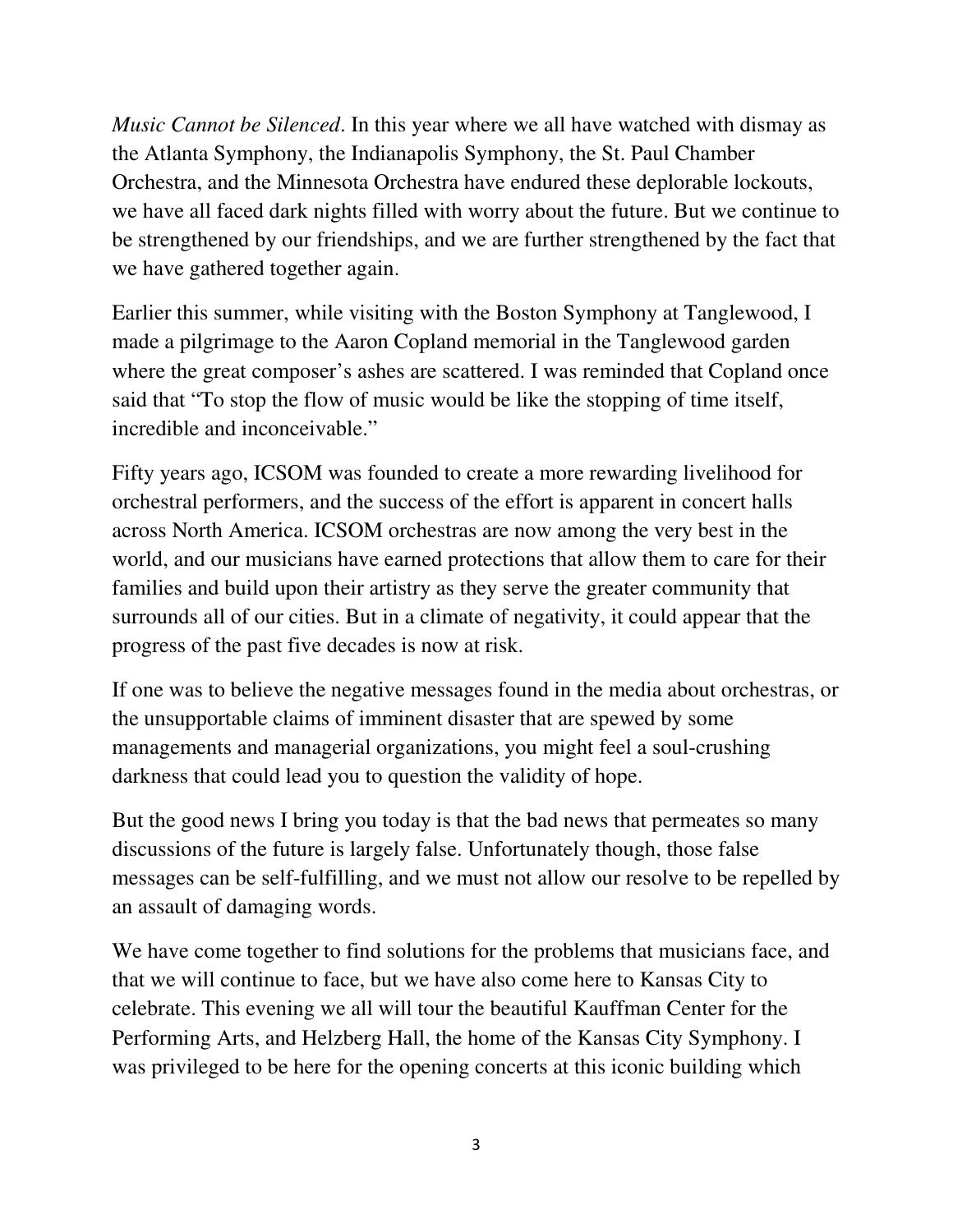*Music Cannot be Silenced*. In this year where we all have watched with dismay as the Atlanta Symphony, the Indianapolis Symphony, the St. Paul Chamber Orchestra, and the Minnesota Orchestra have endured these deplorable lockouts, we have all faced dark nights filled with worry about the future. But we continue to be strengthened by our friendships, and we are further strengthened by the fact that we have gathered together again.

Earlier this summer, while visiting with the Boston Symphony at Tanglewood, I made a pilgrimage to the Aaron Copland memorial in the Tanglewood garden where the great composer's ashes are scattered. I was reminded that Copland once said that "To stop the flow of music would be like the stopping of time itself, incredible and inconceivable."

Fifty years ago, ICSOM was founded to create a more rewarding livelihood for orchestral performers, and the success of the effort is apparent in concert halls across North America. ICSOM orchestras are now among the very best in the world, and our musicians have earned protections that allow them to care for their families and build upon their artistry as they serve the greater community that surrounds all of our cities. But in a climate of negativity, it could appear that the progress of the past five decades is now at risk.

If one was to believe the negative messages found in the media about orchestras, or the unsupportable claims of imminent disaster that are spewed by some managements and managerial organizations, you might feel a soul-crushing darkness that could lead you to question the validity of hope.

But the good news I bring you today is that the bad news that permeates so many discussions of the future is largely false. Unfortunately though, those false messages can be self-fulfilling, and we must not allow our resolve to be repelled by an assault of damaging words.

We have come together to find solutions for the problems that musicians face, and that we will continue to face, but we have also come here to Kansas City to celebrate. This evening we all will tour the beautiful Kauffman Center for the Performing Arts, and Helzberg Hall, the home of the Kansas City Symphony. I was privileged to be here for the opening concerts at this iconic building which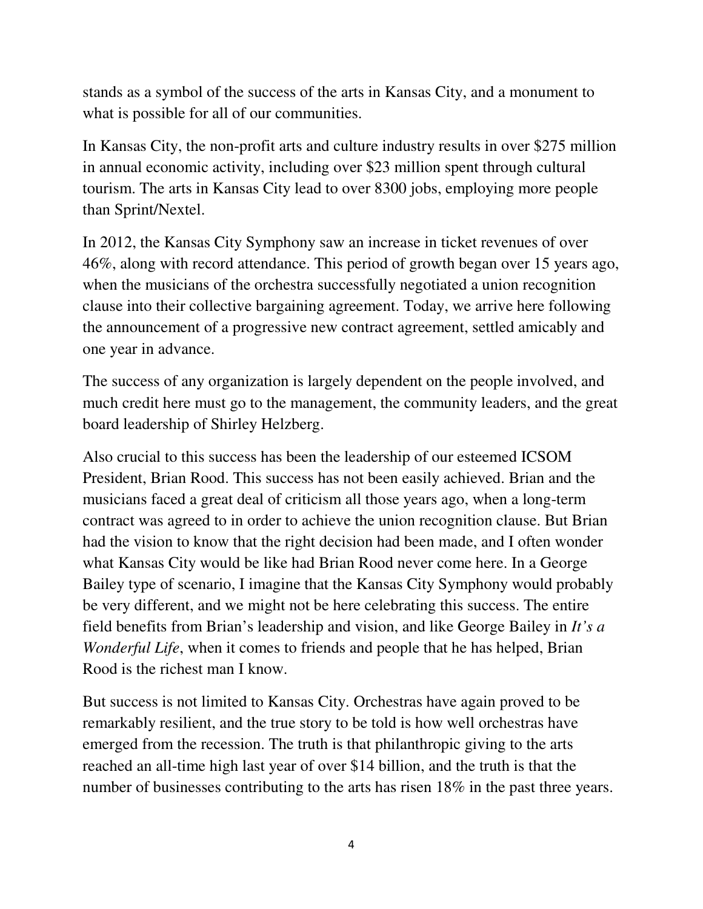stands as a symbol of the success of the arts in Kansas City, and a monument to what is possible for all of our communities.

In Kansas City, the non-profit arts and culture industry results in over $275 million in annual economic activity, including over $23 million spent through cultural tourism. The arts in Kansas City lead to over 8300 jobs, employing more people than Sprint/Nextel.

In 2012, the Kansas City Symphony saw an increase in ticket revenues of over 46%, along with record attendance. This period of growth began over 15 years ago, when the musicians of the orchestra successfully negotiated a union recognition clause into their collective bargaining agreement. Today, we arrive here following the announcement of a progressive new contract agreement, settled amicably and one year in advance.

The success of any organization is largely dependent on the people involved, and much credit here must go to the management, the community leaders, and the great board leadership of Shirley Helzberg.

Also crucial to this success has been the leadership of our esteemed ICSOM President, Brian Rood. This success has not been easily achieved. Brian and the musicians faced a great deal of criticism all those years ago, when a long-term contract was agreed to in order to achieve the union recognition clause. But Brian had the vision to know that the right decision had been made, and I often wonder what Kansas City would be like had Brian Rood never come here. In a George Bailey type of scenario, I imagine that the Kansas City Symphony would probably be very different, and we might not be here celebrating this success. The entire field benefits from Brian's leadership and vision, and like George Bailey in *It's a Wonderful Life*, when it comes to friends and people that he has helped, Brian Rood is the richest man I know.

But success is not limited to Kansas City. Orchestras have again proved to be remarkably resilient, and the true story to be told is how well orchestras have emerged from the recession. The truth is that philanthropic giving to the arts reached an all-time high last year of over $14 billion, and the truth is that the number of businesses contributing to the arts has risen 18% in the past three years.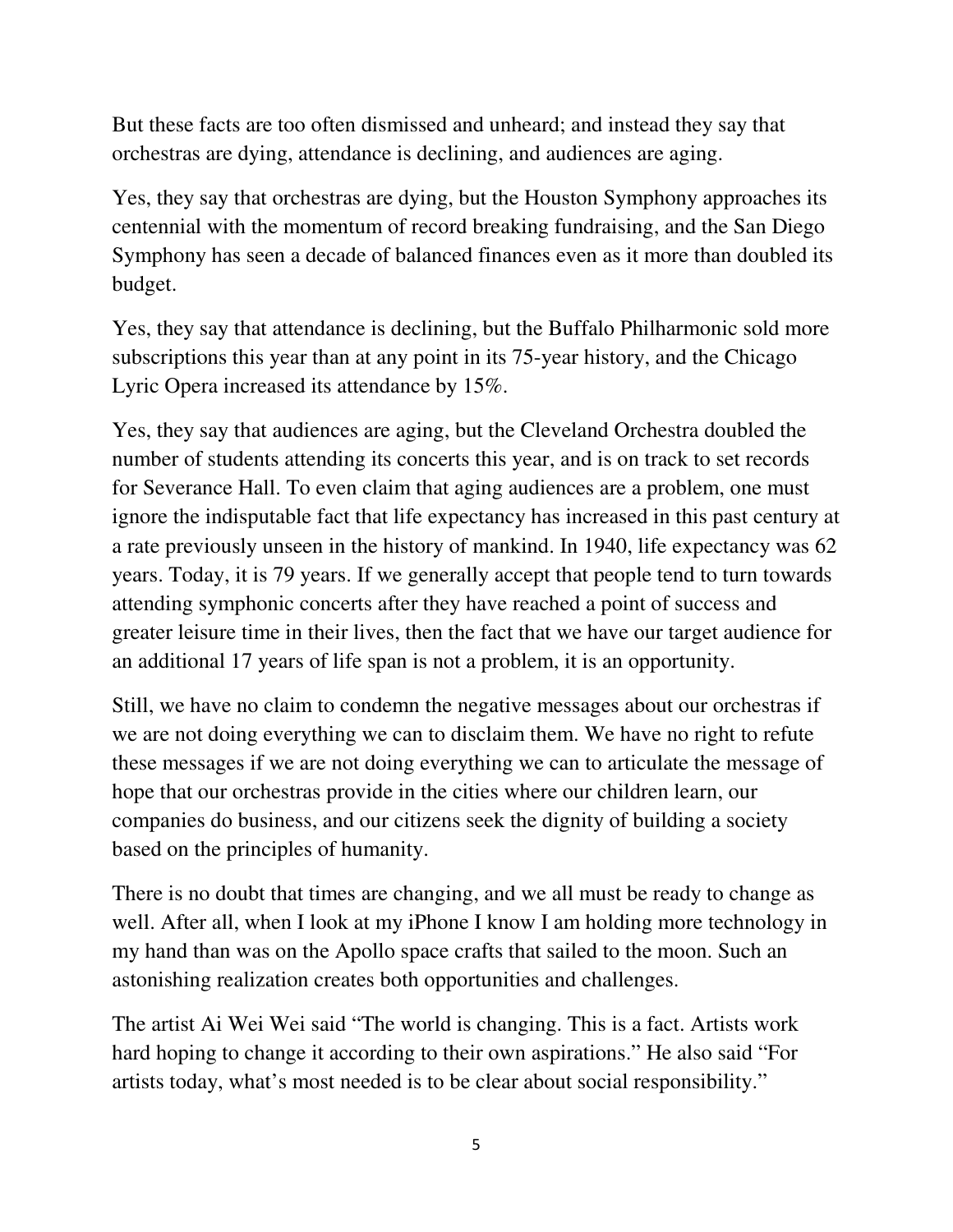But these facts are too often dismissed and unheard; and instead they say that orchestras are dying, attendance is declining, and audiences are aging.

Yes, they say that orchestras are dying, but the Houston Symphony approaches its centennial with the momentum of record breaking fundraising, and the San Diego Symphony has seen a decade of balanced finances even as it more than doubled its budget.

Yes, they say that attendance is declining, but the Buffalo Philharmonic sold more subscriptions this year than at any point in its 75-year history, and the Chicago Lyric Opera increased its attendance by 15%.

Yes, they say that audiences are aging, but the Cleveland Orchestra doubled the number of students attending its concerts this year, and is on track to set records for Severance Hall. To even claim that aging audiences are a problem, one must ignore the indisputable fact that life expectancy has increased in this past century at a rate previously unseen in the history of mankind. In 1940, life expectancy was 62 years. Today, it is 79 years. If we generally accept that people tend to turn towards attending symphonic concerts after they have reached a point of success and greater leisure time in their lives, then the fact that we have our target audience for an additional 17 years of life span is not a problem, it is an opportunity.

Still, we have no claim to condemn the negative messages about our orchestras if we are not doing everything we can to disclaim them. We have no right to refute these messages if we are not doing everything we can to articulate the message of hope that our orchestras provide in the cities where our children learn, our companies do business, and our citizens seek the dignity of building a society based on the principles of humanity.

There is no doubt that times are changing, and we all must be ready to change as well. After all, when I look at my iPhone I know I am holding more technology in my hand than was on the Apollo space crafts that sailed to the moon. Such an astonishing realization creates both opportunities and challenges.

The artist Ai Wei Wei said "The world is changing. This is a fact. Artists work hard hoping to change it according to their own aspirations." He also said "For artists today, what's most needed is to be clear about social responsibility."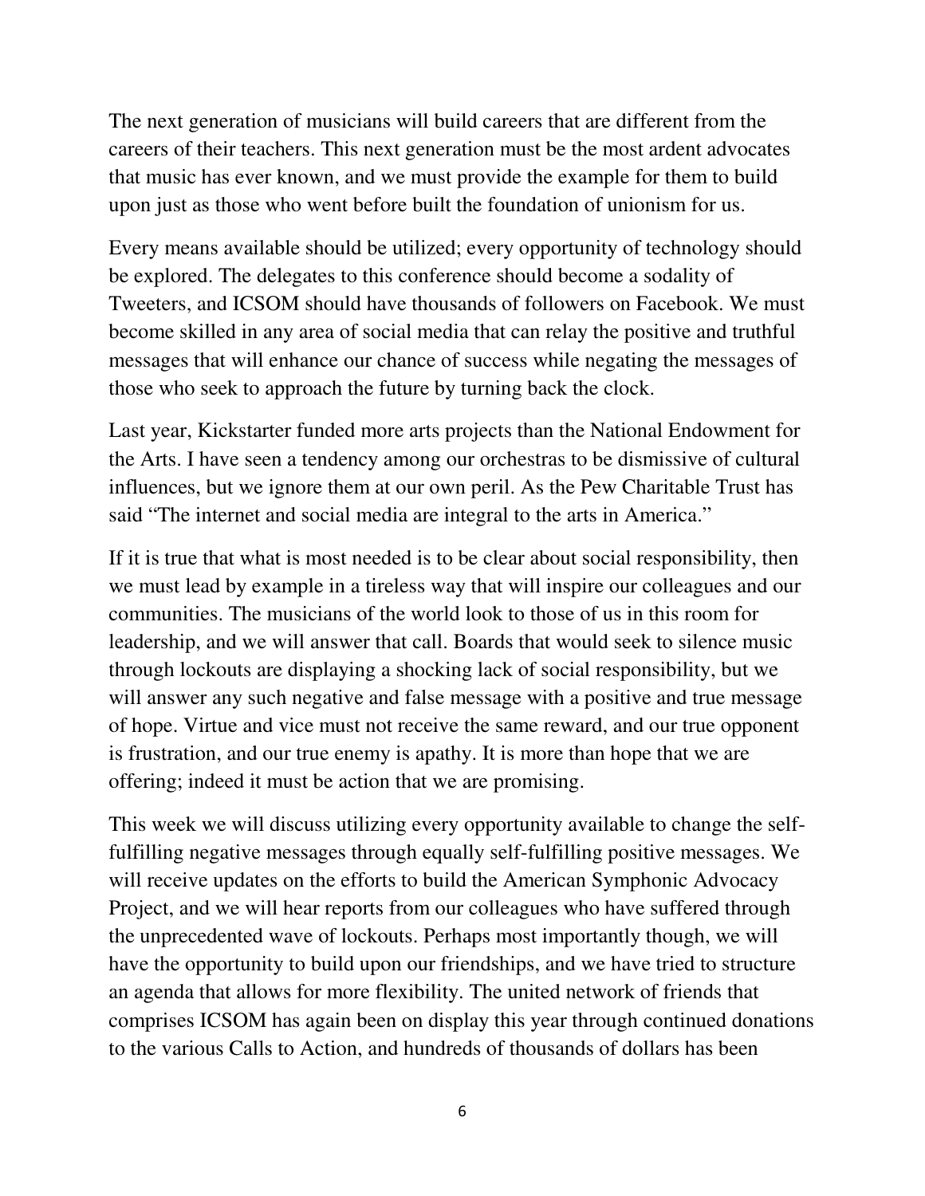The next generation of musicians will build careers that are different from the careers of their teachers. This next generation must be the most ardent advocates that music has ever known, and we must provide the example for them to build upon just as those who went before built the foundation of unionism for us.

Every means available should be utilized; every opportunity of technology should be explored. The delegates to this conference should become a sodality of Tweeters, and ICSOM should have thousands of followers on Facebook. We must become skilled in any area of social media that can relay the positive and truthful messages that will enhance our chance of success while negating the messages of those who seek to approach the future by turning back the clock.

Last year, Kickstarter funded more arts projects than the National Endowment for the Arts. I have seen a tendency among our orchestras to be dismissive of cultural influences, but we ignore them at our own peril. As the Pew Charitable Trust has said "The internet and social media are integral to the arts in America."

If it is true that what is most needed is to be clear about social responsibility, then we must lead by example in a tireless way that will inspire our colleagues and our communities. The musicians of the world look to those of us in this room for leadership, and we will answer that call. Boards that would seek to silence music through lockouts are displaying a shocking lack of social responsibility, but we will answer any such negative and false message with a positive and true message of hope. Virtue and vice must not receive the same reward, and our true opponent is frustration, and our true enemy is apathy. It is more than hope that we are offering; indeed it must be action that we are promising.

This week we will discuss utilizing every opportunity available to change the self-fulfilling negative messages through equally self-fulfilling positive messages. We will receive updates on the efforts to build the American Symphonic Advocacy Project, and we will hear reports from our colleagues who have suffered through the unprecedented wave of lockouts. Perhaps most importantly though, we will have the opportunity to build upon our friendships, and we have tried to structure an agenda that allows for more flexibility. The united network of friends that comprises ICSOM has again been on display this year through continued donations to the various Calls to Action, and hundreds of thousands of dollars has been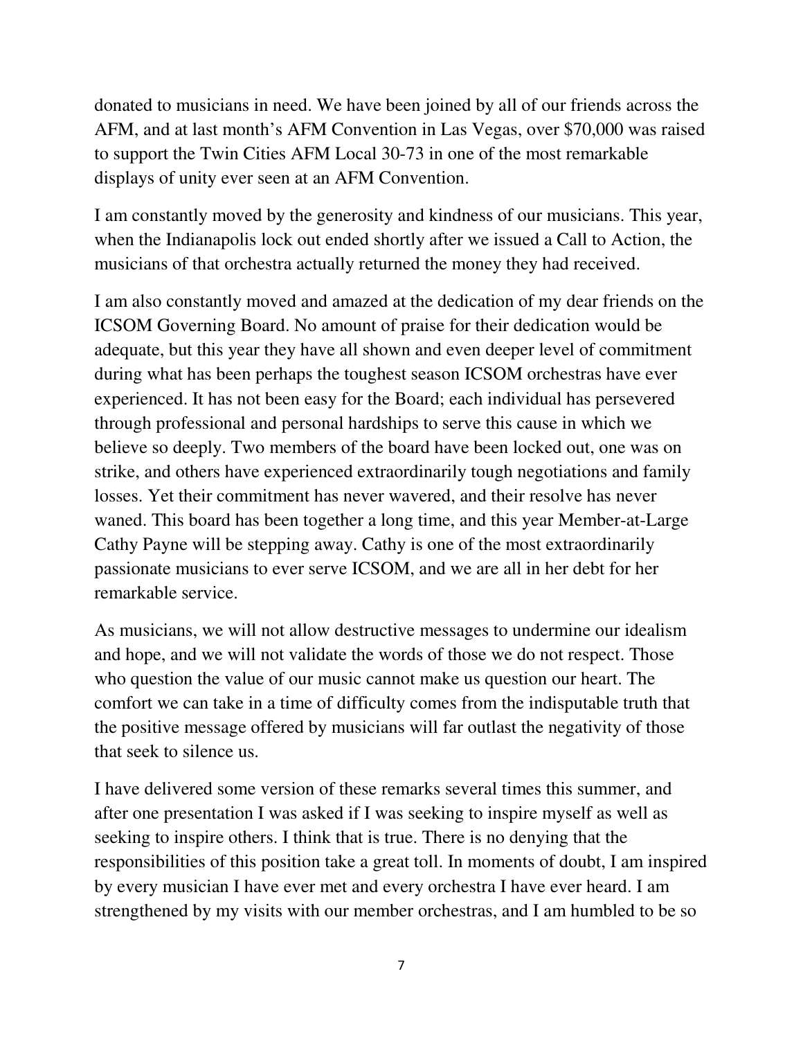donated to musicians in need. We have been joined by all of our friends across the AFM, and at last month's AFM Convention in Las Vegas, over $70,000 was raised to support the Twin Cities AFM Local 30-73 in one of the most remarkable displays of unity ever seen at an AFM Convention.

I am constantly moved by the generosity and kindness of our musicians. This year, when the Indianapolis lock out ended shortly after we issued a Call to Action, the musicians of that orchestra actually returned the money they had received.

I am also constantly moved and amazed at the dedication of my dear friends on the ICSOM Governing Board. No amount of praise for their dedication would be adequate, but this year they have all shown and even deeper level of commitment during what has been perhaps the toughest season ICSOM orchestras have ever experienced. It has not been easy for the Board; each individual has persevered through professional and personal hardships to serve this cause in which we believe so deeply. Two members of the board have been locked out, one was on strike, and others have experienced extraordinarily tough negotiations and family losses. Yet their commitment has never wavered, and their resolve has never waned. This board has been together a long time, and this year Member-at-Large Cathy Payne will be stepping away. Cathy is one of the most extraordinarily passionate musicians to ever serve ICSOM, and we are all in her debt for her remarkable service.

As musicians, we will not allow destructive messages to undermine our idealism and hope, and we will not validate the words of those we do not respect. Those who question the value of our music cannot make us question our heart. The comfort we can take in a time of difficulty comes from the indisputable truth that the positive message offered by musicians will far outlast the negativity of those that seek to silence us.

I have delivered some version of these remarks several times this summer, and after one presentation I was asked if I was seeking to inspire myself as well as seeking to inspire others. I think that is true. There is no denying that the responsibilities of this position take a great toll. In moments of doubt, I am inspired by every musician I have ever met and every orchestra I have ever heard. I am strengthened by my visits with our member orchestras, and I am humbled to be so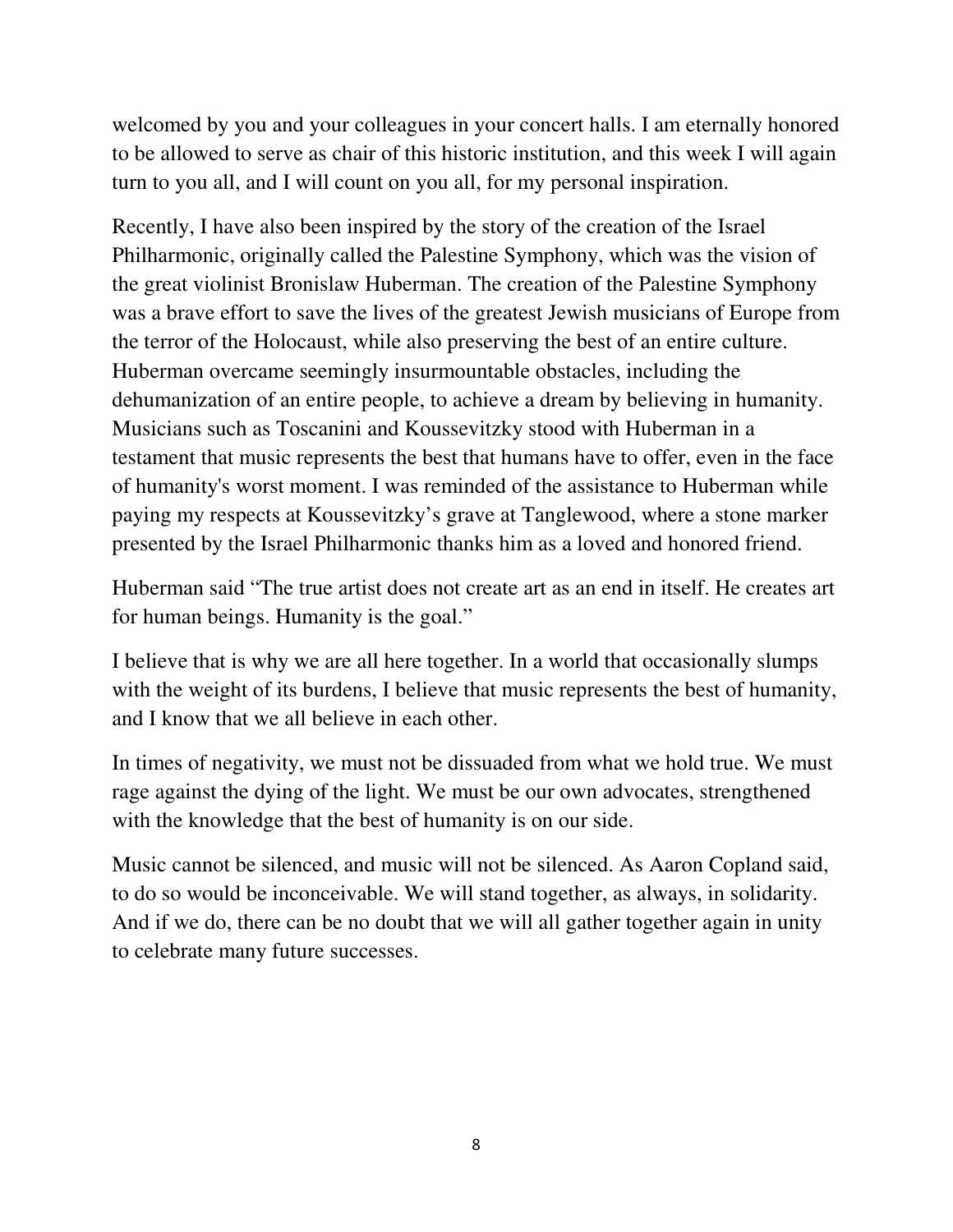welcomed by you and your colleagues in your concert halls. I am eternally honored to be allowed to serve as chair of this historic institution, and this week I will again turn to you all, and I will count on you all, for my personal inspiration.

Recently, I have also been inspired by the story of the creation of the Israel Philharmonic, originally called the Palestine Symphony, which was the vision of the great violinist Bronislaw Huberman. The creation of the Palestine Symphony was a brave effort to save the lives of the greatest Jewish musicians of Europe from the terror of the Holocaust, while also preserving the best of an entire culture. Huberman overcame seemingly insurmountable obstacles, including the dehumanization of an entire people, to achieve a dream by believing in humanity. Musicians such as Toscanini and Koussevitzky stood with Huberman in a testament that music represents the best that humans have to offer, even in the face of humanity's worst moment. I was reminded of the assistance to Huberman while paying my respects at Koussevitzky's grave at Tanglewood, where a stone marker presented by the Israel Philharmonic thanks him as a loved and honored friend.

Huberman said "The true artist does not create art as an end in itself. He creates art for human beings. Humanity is the goal."

I believe that is why we are all here together. In a world that occasionally slumps with the weight of its burdens, I believe that music represents the best of humanity, and I know that we all believe in each other.

In times of negativity, we must not be dissuaded from what we hold true. We must rage against the dying of the light. We must be our own advocates, strengthened with the knowledge that the best of humanity is on our side.

Music cannot be silenced, and music will not be silenced. As Aaron Copland said, to do so would be inconceivable. We will stand together, as always, in solidarity. And if we do, there can be no doubt that we will all gather together again in unity to celebrate many future successes.